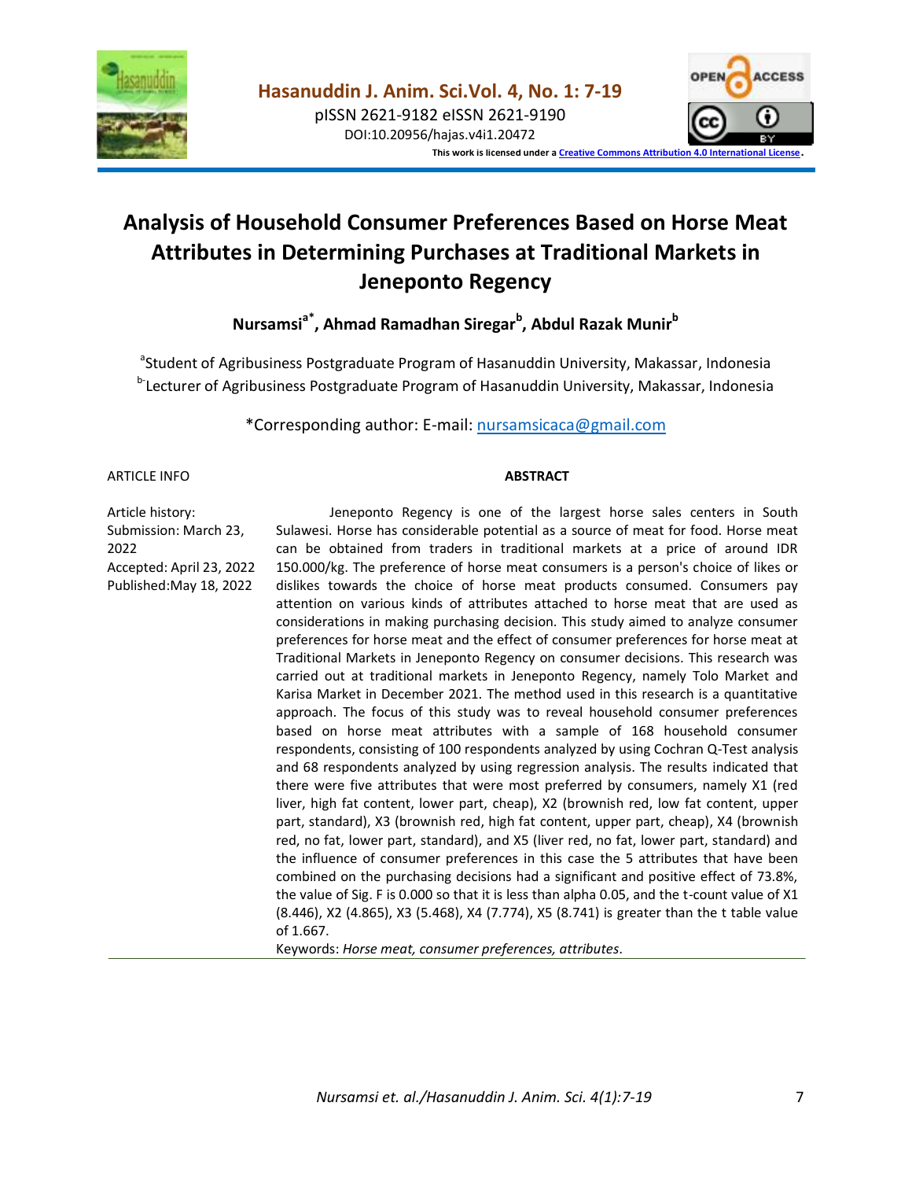Hasanuddin J. Anim. Sci. Vol. 4, No. 1: 7-19

pISSN 2621-9182 eISSN 2621-9190

DOI:10.20956/hajas.v4i1.20472

This work is licensed under a Creative Commons Attribution 4.0 International License.

# Analysis of Household Consumer Preferences Based on Horse Meat Attributes in Determining Purchases at Traditional Markets in Jeneponto Regency

**Nursamsi[a*], Ahmad Ramadhan Siregar[b], Abdul Razak Munir[b]**

[a]Student of Agribusiness Postgraduate Program of Hasanuddin University, Makassar, Indonesia
[b]Lecturer of Agribusiness Postgraduate Program of Hasanuddin University, Makassar, Indonesia

*Corresponding author: E-mail: nursamsicaca@gmail.com

ARTICLE INFO

Article history:
Submission: March 23, 2022
Accepted: April 23, 2022
Published: May 18, 2022

**ABSTRACT**

Jeneponto Regency is one of the largest horse sales centers in South Sulawesi. Horse has considerable potential as a source of meat for food. Horse meat can be obtained from traders in traditional markets at a price of around IDR 150.000/kg. The preference of horse meat consumers is a person's choice of likes or dislikes towards the choice of horse meat products consumed. Consumers pay attention on various kinds of attributes attached to horse meat that are used as considerations in making purchasing decision. This study aimed to analyze consumer preferences for horse meat and the effect of consumer preferences for horse meat at Traditional Markets in Jeneponto Regency on consumer decisions. This research was carried out at traditional markets in Jeneponto Regency, namely Tolo Market and Karisa Market in December 2021. The method used in this research is a quantitative approach. The focus of this study was to reveal household consumer preferences based on horse meat attributes with a sample of 168 household consumer respondents, consisting of 100 respondents analyzed by using Cochran Q-Test analysis and 68 respondents analyzed by using regression analysis. The results indicated that there were five attributes that were most preferred by consumers, namely X1 (red liver, high fat content, lower part, cheap), X2 (brownish red, low fat content, upper part, standard), X3 (brownish red, high fat content, upper part, cheap), X4 (brownish red, no fat, lower part, standard), and X5 (liver red, no fat, lower part, standard) and the influence of consumer preferences in this case the 5 attributes that have been combined on the purchasing decisions had a significant and positive effect of 73.8%, the value of Sig. F is 0.000 so that it is less than alpha 0.05, and the t-count value of X1 (8.446), X2 (4.865), X3 (5.468), X4 (7.774), X5 (8.741) is greater than the t table value of 1.667.

Keywords: *Horse meat, consumer preferences, attributes*.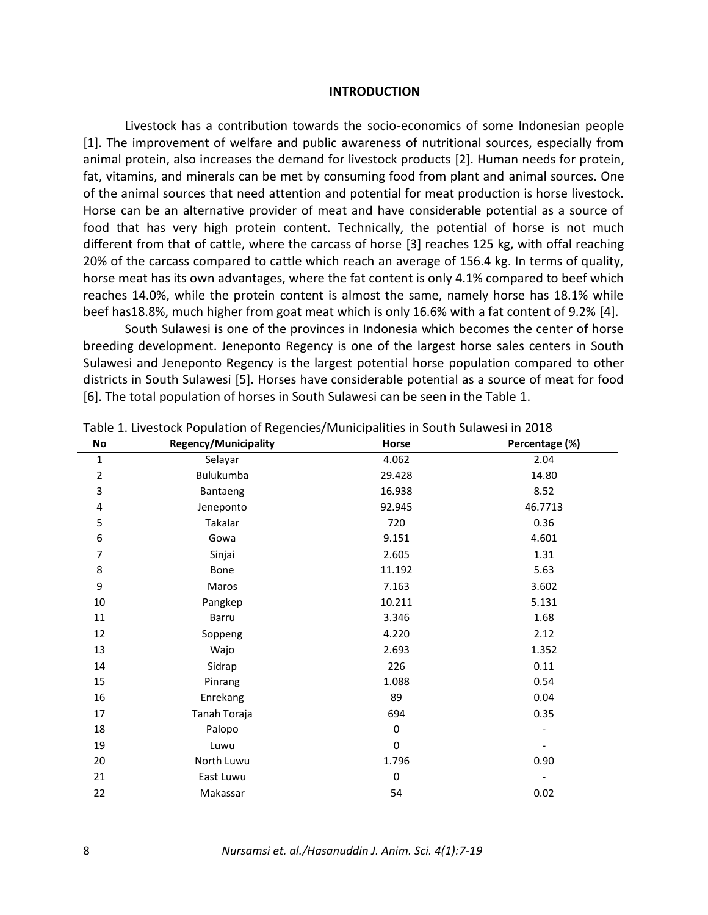## INTRODUCTION

Livestock has a contribution towards the socio-economics of some Indonesian people [1]. The improvement of welfare and public awareness of nutritional sources, especially from animal protein, also increases the demand for livestock products [2]. Human needs for protein, fat, vitamins, and minerals can be met by consuming food from plant and animal sources. One of the animal sources that need attention and potential for meat production is horse livestock. Horse can be an alternative provider of meat and have considerable potential as a source of food that has very high protein content. Technically, the potential of horse is not much different from that of cattle, where the carcass of horse [3] reaches 125 kg, with offal reaching 20% of the carcass compared to cattle which reach an average of 156.4 kg. In terms of quality, horse meat has its own advantages, where the fat content is only 4.1% compared to beef which reaches 14.0%, while the protein content is almost the same, namely horse has 18.1% while beef has18.8%, much higher from goat meat which is only 16.6% with a fat content of 9.2% [4].

South Sulawesi is one of the provinces in Indonesia which becomes the center of horse breeding development. Jeneponto Regency is one of the largest horse sales centers in South Sulawesi and Jeneponto Regency is the largest potential horse population compared to other districts in South Sulawesi [5]. Horses have considerable potential as a source of meat for food [6]. The total population of horses in South Sulawesi can be seen in the Table 1.

Table 1. Livestock Population of Regencies/Municipalities in South Sulawesi in 2018

| No | Regency/Municipality | Horse | Percentage (%) |
|---|---|---|---|
| 1 | Selayar | 4.062 | 2.04 |
| 2 | Bulukumba | 29.428 | 14.80 |
| 3 | Bantaeng | 16.938 | 8.52 |
| 4 | Jeneponto | 92.945 | 46.7713 |
| 5 | Takalar | 720 | 0.36 |
| 6 | Gowa | 9.151 | 4.601 |
| 7 | Sinjai | 2.605 | 1.31 |
| 8 | Bone | 11.192 | 5.63 |
| 9 | Maros | 7.163 | 3.602 |
| 10 | Pangkep | 10.211 | 5.131 |
| 11 | Barru | 3.346 | 1.68 |
| 12 | Soppeng | 4.220 | 2.12 |
| 13 | Wajo | 2.693 | 1.352 |
| 14 | Sidrap | 226 | 0.11 |
| 15 | Pinrang | 1.088 | 0.54 |
| 16 | Enrekang | 89 | 0.04 |
| 17 | Tanah Toraja | 694 | 0.35 |
| 18 | Palopo | 0 | - |
| 19 | Luwu | 0 | - |
| 20 | North Luwu | 1.796 | 0.90 |
| 21 | East Luwu | 0 | - |
| 22 | Makassar | 54 | 0.02 |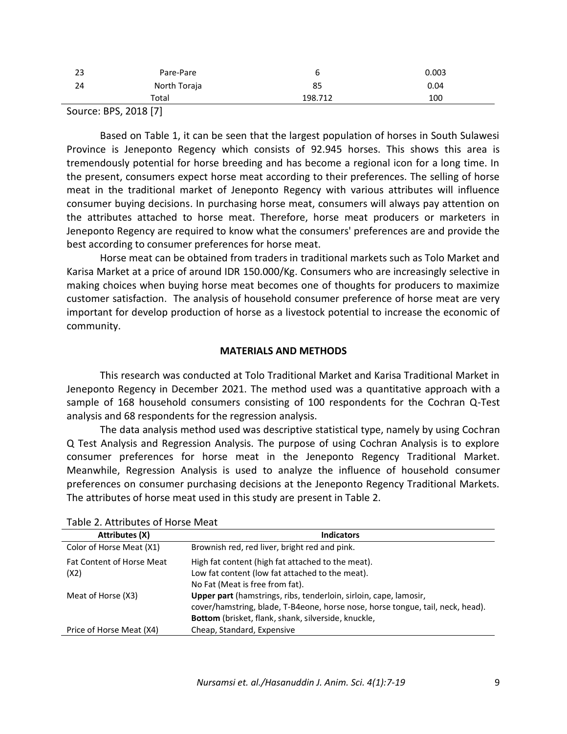| 23 | Pare-Pare | 6 | 0.003 |
|---|---|---|---|
| 24 | North Toraja | 85 | 0.04 |
| | Total | 198.712 | 100 |

Source: BPS, 2018 [7]

Based on Table 1, it can be seen that the largest population of horses in South Sulawesi Province is Jeneponto Regency which consists of 92.945 horses. This shows this area is tremendously potential for horse breeding and has become a regional icon for a long time. In the present, consumers expect horse meat according to their preferences. The selling of horse meat in the traditional market of Jeneponto Regency with various attributes will influence consumer buying decisions. In purchasing horse meat, consumers will always pay attention on the attributes attached to horse meat. Therefore, horse meat producers or marketers in Jeneponto Regency are required to know what the consumers' preferences are and provide the best according to consumer preferences for horse meat.

Horse meat can be obtained from traders in traditional markets such as Tolo Market and Karisa Market at a price of around IDR 150.000/Kg. Consumers who are increasingly selective in making choices when buying horse meat becomes one of thoughts for producers to maximize customer satisfaction. The analysis of household consumer preference of horse meat are very important for develop production of horse as a livestock potential to increase the economic of community.

## MATERIALS AND METHODS

This research was conducted at Tolo Traditional Market and Karisa Traditional Market in Jeneponto Regency in December 2021. The method used was a quantitative approach with a sample of 168 household consumers consisting of 100 respondents for the Cochran Q-Test analysis and 68 respondents for the regression analysis.

The data analysis method used was descriptive statistical type, namely by using Cochran Q Test Analysis and Regression Analysis. The purpose of using Cochran Analysis is to explore consumer preferences for horse meat in the Jeneponto Regency Traditional Market. Meanwhile, Regression Analysis is used to analyze the influence of household consumer preferences on consumer purchasing decisions at the Jeneponto Regency Traditional Markets. The attributes of horse meat used in this study are present in Table 2.

Table 2. Attributes of Horse Meat

| Attributes (X) | Indicators |
|---|---|
| Color of Horse Meat (X1) | Brownish red, red liver, bright red and pink. |
| Fat Content of Horse Meat (X2) | High fat content (high fat attached to the meat).<br>Low fat content (low fat attached to the meat).<br>No Fat (Meat is free from fat). |
| Meat of Horse (X3) | **Upper part** (hamstrings, ribs, tenderloin, sirloin, cape, lamosir, cover/hamstring, blade, T-B4eone, horse nose, horse tongue, tail, neck, head).<br>**Bottom** (brisket, flank, shank, silverside, knuckle, |
| Price of Horse Meat (X4) | Cheap, Standard, Expensive |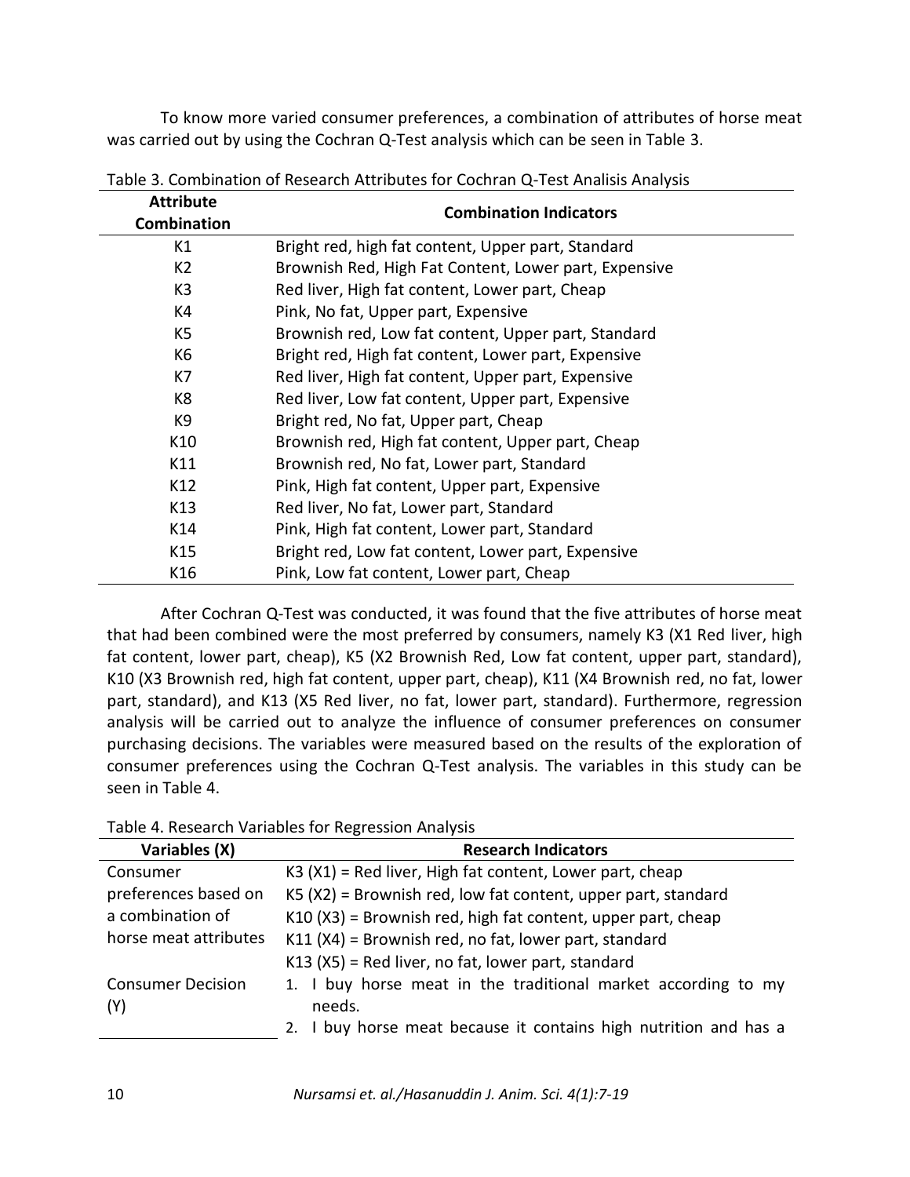To know more varied consumer preferences, a combination of attributes of horse meat was carried out by using the Cochran Q-Test analysis which can be seen in Table 3.

Table 3. Combination of Research Attributes for Cochran Q-Test Analisis Analysis

| Attribute Combination | Combination Indicators |
|---|---|
| K1 | Bright red, high fat content, Upper part, Standard |
| K2 | Brownish Red, High Fat Content, Lower part, Expensive |
| K3 | Red liver, High fat content, Lower part, Cheap |
| K4 | Pink, No fat, Upper part, Expensive |
| K5 | Brownish red, Low fat content, Upper part, Standard |
| K6 | Bright red, High fat content, Lower part, Expensive |
| K7 | Red liver, High fat content, Upper part, Expensive |
| K8 | Red liver, Low fat content, Upper part, Expensive |
| K9 | Bright red, No fat, Upper part, Cheap |
| K10 | Brownish red, High fat content, Upper part, Cheap |
| K11 | Brownish red, No fat, Lower part, Standard |
| K12 | Pink, High fat content, Upper part, Expensive |
| K13 | Red liver, No fat, Lower part, Standard |
| K14 | Pink, High fat content, Lower part, Standard |
| K15 | Bright red, Low fat content, Lower part, Expensive |
| K16 | Pink, Low fat content, Lower part, Cheap |

After Cochran Q-Test was conducted, it was found that the five attributes of horse meat that had been combined were the most preferred by consumers, namely K3 (X1 Red liver, high fat content, lower part, cheap), K5 (X2 Brownish Red, Low fat content, upper part, standard), K10 (X3 Brownish red, high fat content, upper part, cheap), K11 (X4 Brownish red, no fat, lower part, standard), and K13 (X5 Red liver, no fat, lower part, standard). Furthermore, regression analysis will be carried out to analyze the influence of consumer preferences on consumer purchasing decisions. The variables were measured based on the results of the exploration of consumer preferences using the Cochran Q-Test analysis. The variables in this study can be seen in Table 4.

Table 4. Research Variables for Regression Analysis

| Variables (X) | Research Indicators |
|---|---|
| Consumer preferences based on a combination of horse meat attributes | K3 (X1) = Red liver, High fat content, Lower part, cheap |
| | K5 (X2) = Brownish red, low fat content, upper part, standard |
| | K10 (X3) = Brownish red, high fat content, upper part, cheap |
| | K11 (X4) = Brownish red, no fat, lower part, standard |
| | K13 (X5) = Red liver, no fat, lower part, standard |
| Consumer Decision (Y) | 1. I buy horse meat in the traditional market according to my needs. |
| | 2. I buy horse meat because it contains high nutrition and has a |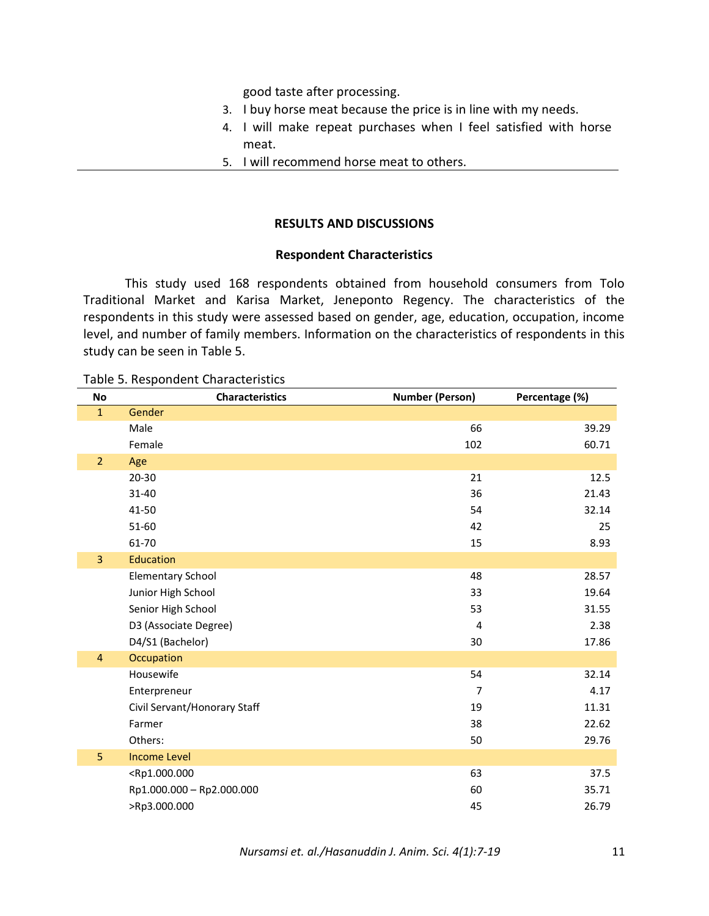good taste after processing.

3. I buy horse meat because the price is in line with my needs.
4. I will make repeat purchases when I feel satisfied with horse meat.
5. I will recommend horse meat to others.

## RESULTS AND DISCUSSIONS

### Respondent Characteristics

This study used 168 respondents obtained from household consumers from Tolo Traditional Market and Karisa Market, Jeneponto Regency. The characteristics of the respondents in this study were assessed based on gender, age, education, occupation, income level, and number of family members. Information on the characteristics of respondents in this study can be seen in Table 5.

Table 5. Respondent Characteristics

| No | Characteristics | Number (Person) | Percentage (%) |
|---|---|---|---|
| 1 | Gender | | |
| | Male | 66 | 39.29 |
| | Female | 102 | 60.71 |
| 2 | Age | | |
| | 20-30 | 21 | 12.5 |
| | 31-40 | 36 | 21.43 |
| | 41-50 | 54 | 32.14 |
| | 51-60 | 42 | 25 |
| | 61-70 | 15 | 8.93 |
| 3 | Education | | |
| | Elementary School | 48 | 28.57 |
| | Junior High School | 33 | 19.64 |
| | Senior High School | 53 | 31.55 |
| | D3 (Associate Degree) | 4 | 2.38 |
| | D4/S1 (Bachelor) | 30 | 17.86 |
| 4 | Occupation | | |
| | Housewife | 54 | 32.14 |
| | Enterpreneur | 7 | 4.17 |
| | Civil Servant/Honorary Staff | 19 | 11.31 |
| | Farmer | 38 | 22.62 |
| | Others: | 50 | 29.76 |
| 5 | Income Level | | |
| | <Rp1.000.000 | 63 | 37.5 |
| | Rp1.000.000 – Rp2.000.000 | 60 | 35.71 |
| | >Rp3.000.000 | 45 | 26.79 |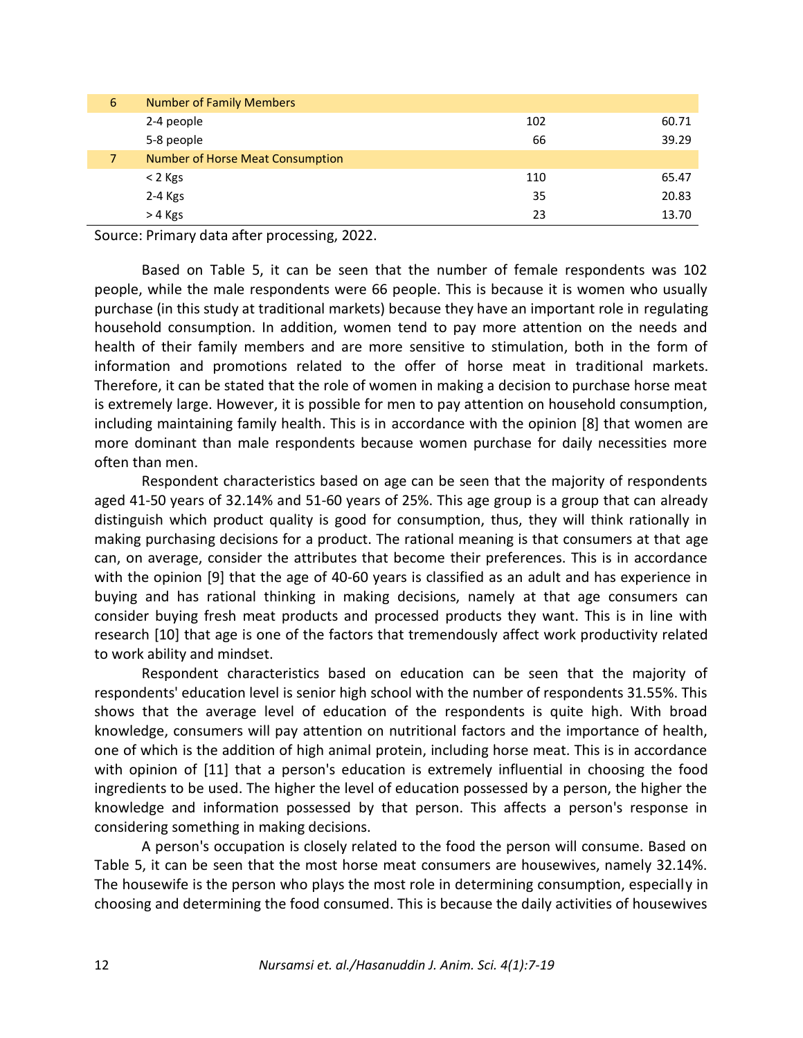| No | Characteristics | Number | Percentage |
|---|---|---|---|
| 6 | Number of Family Members | | |
| | 2-4 people | 102 | 60.71 |
| | 5-8 people | 66 | 39.29 |
| 7 | Number of Horse Meat Consumption | | |
| | < 2 Kgs | 110 | 65.47 |
| | 2-4 Kgs | 35 | 20.83 |
| | > 4 Kgs | 23 | 13.70 |

Source: Primary data after processing, 2022.

Based on Table 5, it can be seen that the number of female respondents was 102 people, while the male respondents were 66 people. This is because it is women who usually purchase (in this study at traditional markets) because they have an important role in regulating household consumption. In addition, women tend to pay more attention on the needs and health of their family members and are more sensitive to stimulation, both in the form of information and promotions related to the offer of horse meat in traditional markets. Therefore, it can be stated that the role of women in making a decision to purchase horse meat is extremely large. However, it is possible for men to pay attention on household consumption, including maintaining family health. This is in accordance with the opinion [8] that women are more dominant than male respondents because women purchase for daily necessities more often than men.

Respondent characteristics based on age can be seen that the majority of respondents aged 41-50 years of 32.14% and 51-60 years of 25%. This age group is a group that can already distinguish which product quality is good for consumption, thus, they will think rationally in making purchasing decisions for a product. The rational meaning is that consumers at that age can, on average, consider the attributes that become their preferences. This is in accordance with the opinion [9] that the age of 40-60 years is classified as an adult and has experience in buying and has rational thinking in making decisions, namely at that age consumers can consider buying fresh meat products and processed products they want. This is in line with research [10] that age is one of the factors that tremendously affect work productivity related to work ability and mindset.

Respondent characteristics based on education can be seen that the majority of respondents' education level is senior high school with the number of respondents 31.55%. This shows that the average level of education of the respondents is quite high. With broad knowledge, consumers will pay attention on nutritional factors and the importance of health, one of which is the addition of high animal protein, including horse meat. This is in accordance with opinion of [11] that a person's education is extremely influential in choosing the food ingredients to be used. The higher the level of education possessed by a person, the higher the knowledge and information possessed by that person. This affects a person's response in considering something in making decisions.

A person's occupation is closely related to the food the person will consume. Based on Table 5, it can be seen that the most horse meat consumers are housewives, namely 32.14%. The housewife is the person who plays the most role in determining consumption, especially in choosing and determining the food consumed. This is because the daily activities of housewives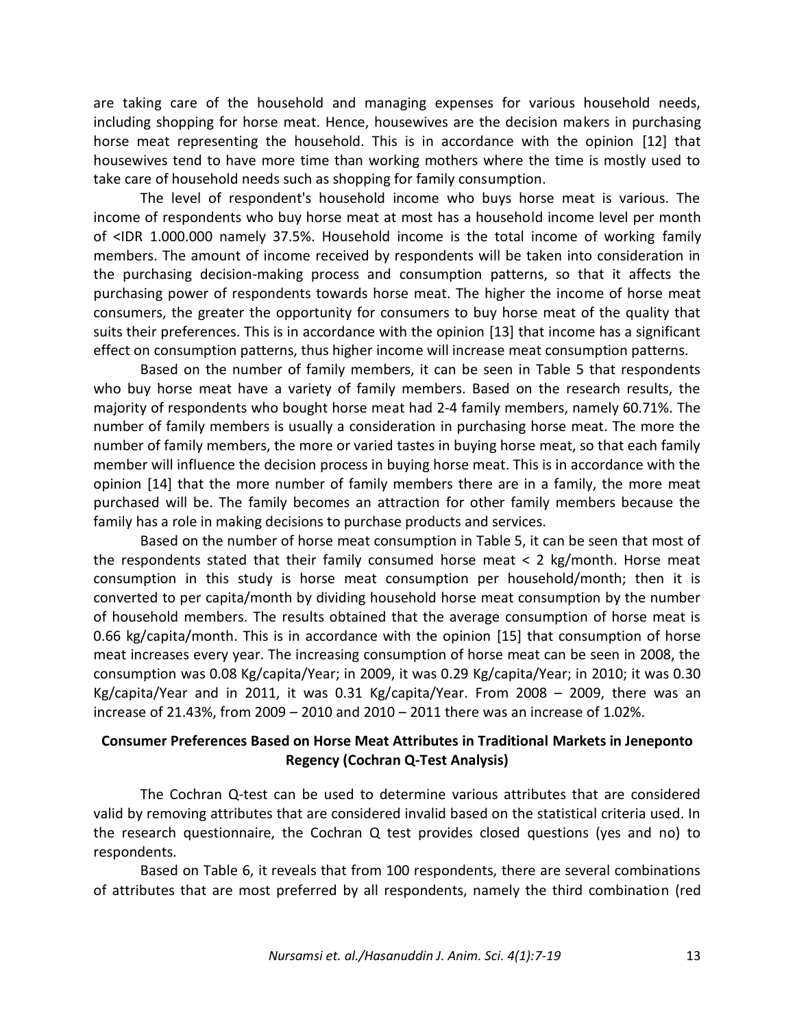are taking care of the household and managing expenses for various household needs, including shopping for horse meat. Hence, housewives are the decision makers in purchasing horse meat representing the household. This is in accordance with the opinion [12] that housewives tend to have more time than working mothers where the time is mostly used to take care of household needs such as shopping for family consumption.

The level of respondent's household income who buys horse meat is various. The income of respondents who buy horse meat at most has a household income level per month of <IDR 1.000.000 namely 37.5%. Household income is the total income of working family members. The amount of income received by respondents will be taken into consideration in the purchasing decision-making process and consumption patterns, so that it affects the purchasing power of respondents towards horse meat. The higher the income of horse meat consumers, the greater the opportunity for consumers to buy horse meat of the quality that suits their preferences. This is in accordance with the opinion [13] that income has a significant effect on consumption patterns, thus higher income will increase meat consumption patterns.

Based on the number of family members, it can be seen in Table 5 that respondents who buy horse meat have a variety of family members. Based on the research results, the majority of respondents who bought horse meat had 2-4 family members, namely 60.71%. The number of family members is usually a consideration in purchasing horse meat. The more the number of family members, the more or varied tastes in buying horse meat, so that each family member will influence the decision process in buying horse meat. This is in accordance with the opinion [14] that the more number of family members there are in a family, the more meat purchased will be. The family becomes an attraction for other family members because the family has a role in making decisions to purchase products and services.

Based on the number of horse meat consumption in Table 5, it can be seen that most of the respondents stated that their family consumed horse meat < 2 kg/month. Horse meat consumption in this study is horse meat consumption per household/month; then it is converted to per capita/month by dividing household horse meat consumption by the number of household members. The results obtained that the average consumption of horse meat is 0.66 kg/capita/month. This is in accordance with the opinion [15] that consumption of horse meat increases every year. The increasing consumption of horse meat can be seen in 2008, the consumption was 0.08 Kg/capita/Year; in 2009, it was 0.29 Kg/capita/Year; in 2010; it was 0.30 Kg/capita/Year and in 2011, it was 0.31 Kg/capita/Year. From 2008 – 2009, there was an increase of 21.43%, from 2009 – 2010 and 2010 – 2011 there was an increase of 1.02%.

**Consumer Preferences Based on Horse Meat Attributes in Traditional Markets in Jeneponto Regency (Cochran Q-Test Analysis)**

The Cochran Q-test can be used to determine various attributes that are considered valid by removing attributes that are considered invalid based on the statistical criteria used. In the research questionnaire, the Cochran Q test provides closed questions (yes and no) to respondents.

Based on Table 6, it reveals that from 100 respondents, there are several combinations of attributes that are most preferred by all respondents, namely the third combination (red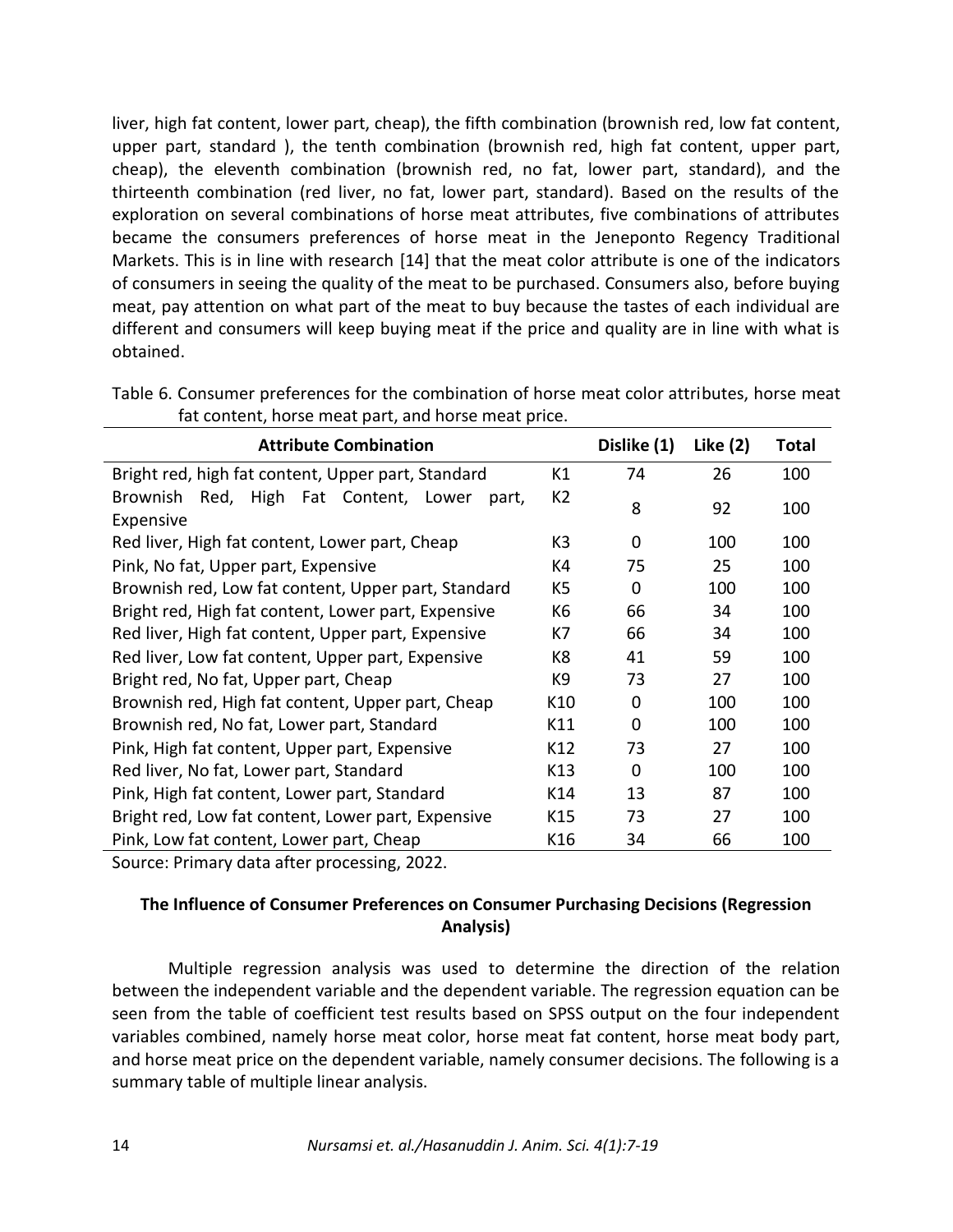liver, high fat content, lower part, cheap), the fifth combination (brownish red, low fat content, upper part, standard ), the tenth combination (brownish red, high fat content, upper part, cheap), the eleventh combination (brownish red, no fat, lower part, standard), and the thirteenth combination (red liver, no fat, lower part, standard). Based on the results of the exploration on several combinations of horse meat attributes, five combinations of attributes became the consumers preferences of horse meat in the Jeneponto Regency Traditional Markets. This is in line with research [14] that the meat color attribute is one of the indicators of consumers in seeing the quality of the meat to be purchased. Consumers also, before buying meat, pay attention on what part of the meat to buy because the tastes of each individual are different and consumers will keep buying meat if the price and quality are in line with what is obtained.

Table 6. Consumer preferences for the combination of horse meat color attributes, horse meat fat content, horse meat part, and horse meat price.

| Attribute Combination | | Dislike (1) | Like (2) | Total |
|---|---|---|---|---|
| Bright red, high fat content, Upper part, Standard | K1 | 74 | 26 | 100 |
| Brownish Red, High Fat Content, Lower part, Expensive | K2 | 8 | 92 | 100 |
| Red liver, High fat content, Lower part, Cheap | K3 | 0 | 100 | 100 |
| Pink, No fat, Upper part, Expensive | K4 | 75 | 25 | 100 |
| Brownish red, Low fat content, Upper part, Standard | K5 | 0 | 100 | 100 |
| Bright red, High fat content, Lower part, Expensive | K6 | 66 | 34 | 100 |
| Red liver, High fat content, Upper part, Expensive | K7 | 66 | 34 | 100 |
| Red liver, Low fat content, Upper part, Expensive | K8 | 41 | 59 | 100 |
| Bright red, No fat, Upper part, Cheap | K9 | 73 | 27 | 100 |
| Brownish red, High fat content, Upper part, Cheap | K10 | 0 | 100 | 100 |
| Brownish red, No fat, Lower part, Standard | K11 | 0 | 100 | 100 |
| Pink, High fat content, Upper part, Expensive | K12 | 73 | 27 | 100 |
| Red liver, No fat, Lower part, Standard | K13 | 0 | 100 | 100 |
| Pink, High fat content, Lower part, Standard | K14 | 13 | 87 | 100 |
| Bright red, Low fat content, Lower part, Expensive | K15 | 73 | 27 | 100 |
| Pink, Low fat content, Lower part, Cheap | K16 | 34 | 66 | 100 |

Source: Primary data after processing, 2022.

### The Influence of Consumer Preferences on Consumer Purchasing Decisions (Regression Analysis)

Multiple regression analysis was used to determine the direction of the relation between the independent variable and the dependent variable. The regression equation can be seen from the table of coefficient test results based on SPSS output on the four independent variables combined, namely horse meat color, horse meat fat content, horse meat body part, and horse meat price on the dependent variable, namely consumer decisions. The following is a summary table of multiple linear analysis.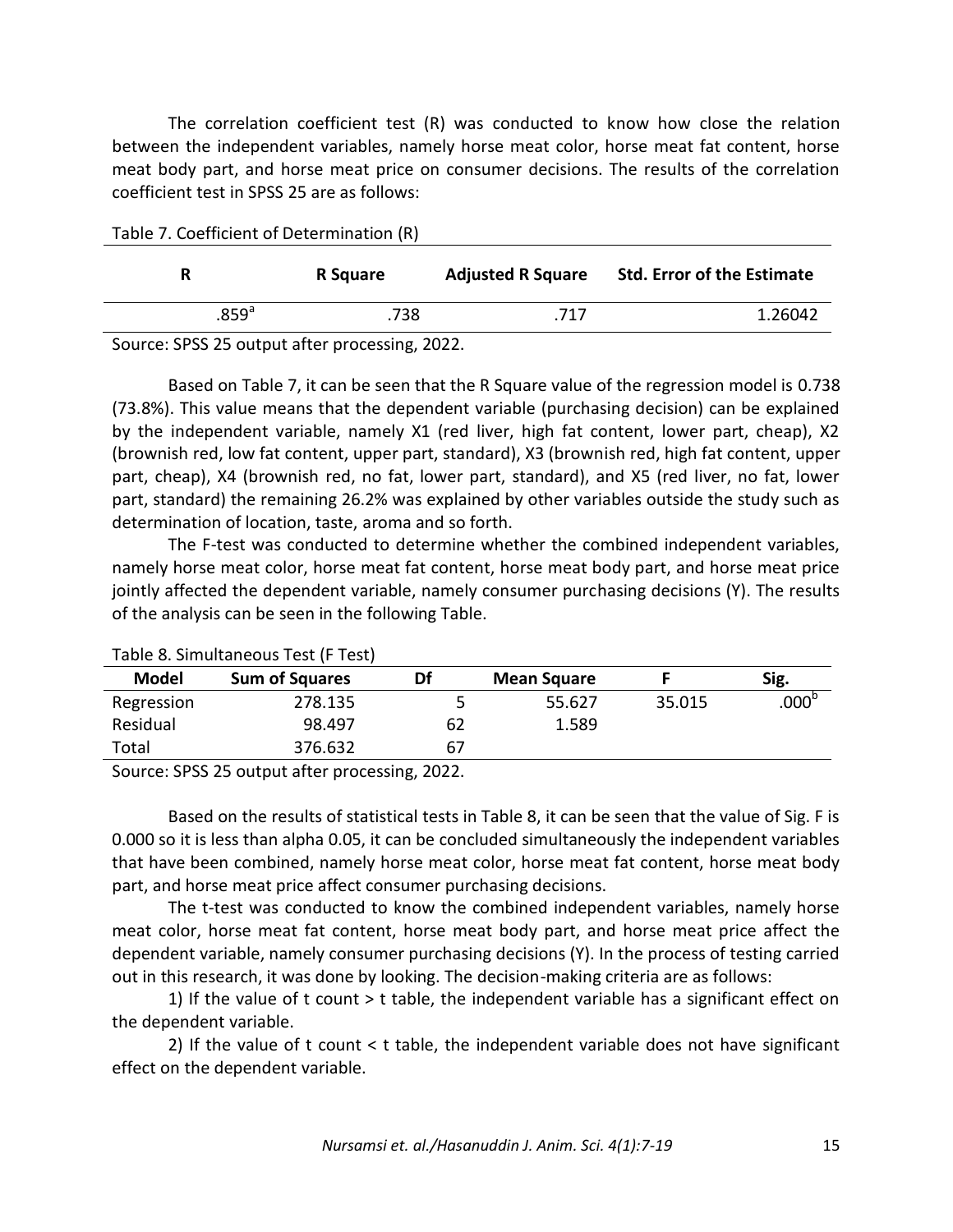The correlation coefficient test (R) was conducted to know how close the relation between the independent variables, namely horse meat color, horse meat fat content, horse meat body part, and horse meat price on consumer decisions. The results of the correlation coefficient test in SPSS 25 are as follows:

Table 7. Coefficient of Determination (R)

| R | R Square | Adjusted R Square | Std. Error of the Estimate |
|---|---|---|---|
| .859[a] | .738 | .717 | 1.26042 |

Source: SPSS 25 output after processing, 2022.

Based on Table 7, it can be seen that the R Square value of the regression model is 0.738 (73.8%). This value means that the dependent variable (purchasing decision) can be explained by the independent variable, namely X1 (red liver, high fat content, lower part, cheap), X2 (brownish red, low fat content, upper part, standard), X3 (brownish red, high fat content, upper part, cheap), X4 (brownish red, no fat, lower part, standard), and X5 (red liver, no fat, lower part, standard) the remaining 26.2% was explained by other variables outside the study such as determination of location, taste, aroma and so forth.

The F-test was conducted to determine whether the combined independent variables, namely horse meat color, horse meat fat content, horse meat body part, and horse meat price jointly affected the dependent variable, namely consumer purchasing decisions (Y). The results of the analysis can be seen in the following Table.

Table 8. Simultaneous Test (F Test)

| Model | Sum of Squares | Df | Mean Square | F | Sig. |
|---|---|---|---|---|---|
| Regression | 278.135 | 5 | 55.627 | 35.015 | .000[b] |
| Residual | 98.497 | 62 | 1.589 | | |
| Total | 376.632 | 67 | | | |

Source: SPSS 25 output after processing, 2022.

Based on the results of statistical tests in Table 8, it can be seen that the value of Sig. F is 0.000 so it is less than alpha 0.05, it can be concluded simultaneously the independent variables that have been combined, namely horse meat color, horse meat fat content, horse meat body part, and horse meat price affect consumer purchasing decisions.

The t-test was conducted to know the combined independent variables, namely horse meat color, horse meat fat content, horse meat body part, and horse meat price affect the dependent variable, namely consumer purchasing decisions (Y). In the process of testing carried out in this research, it was done by looking. The decision-making criteria are as follows:

1) If the value of t count > t table, the independent variable has a significant effect on the dependent variable.

2) If the value of t count < t table, the independent variable does not have significant effect on the dependent variable.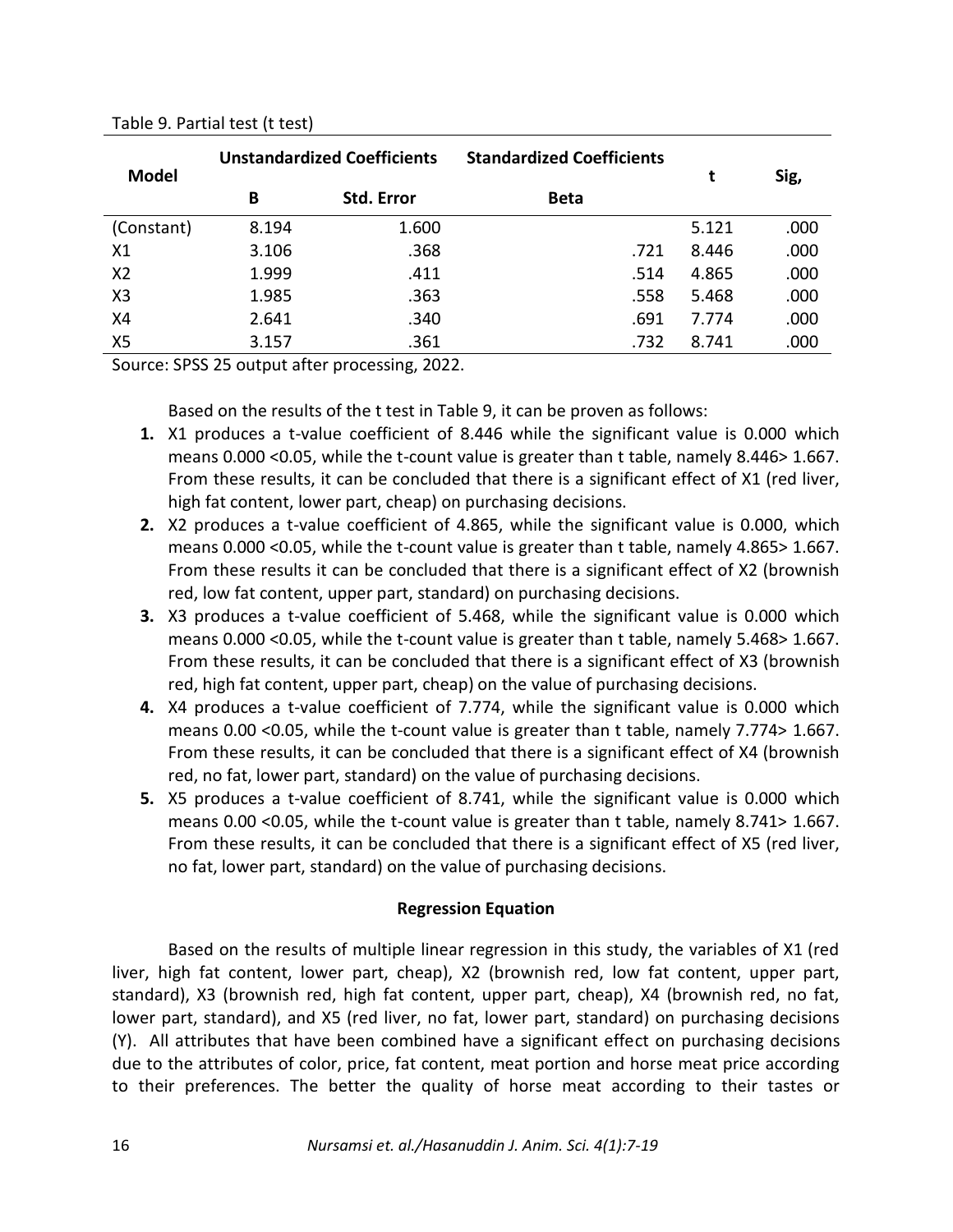Table 9. Partial test (t test)

| Model | Unstandardized Coefficients | | Standardized Coefficients | t | Sig, |
|---|---|---|---|---|---|
| | B | Std. Error | Beta | | |
| (Constant) | 8.194 | 1.600 | | 5.121 | .000 |
| X1 | 3.106 | .368 | .721 | 8.446 | .000 |
| X2 | 1.999 | .411 | .514 | 4.865 | .000 |
| X3 | 1.985 | .363 | .558 | 5.468 | .000 |
| X4 | 2.641 | .340 | .691 | 7.774 | .000 |
| X5 | 3.157 | .361 | .732 | 8.741 | .000 |

Source: SPSS 25 output after processing, 2022.

Based on the results of the t test in Table 9, it can be proven as follows:

1. X1 produces a t-value coefficient of 8.446 while the significant value is 0.000 which means 0.000 <0.05, while the t-count value is greater than t table, namely 8.446> 1.667. From these results, it can be concluded that there is a significant effect of X1 (red liver, high fat content, lower part, cheap) on purchasing decisions.
2. X2 produces a t-value coefficient of 4.865, while the significant value is 0.000, which means 0.000 <0.05, while the t-count value is greater than t table, namely 4.865> 1.667. From these results it can be concluded that there is a significant effect of X2 (brownish red, low fat content, upper part, standard) on purchasing decisions.
3. X3 produces a t-value coefficient of 5.468, while the significant value is 0.000 which means 0.000 <0.05, while the t-count value is greater than t table, namely 5.468> 1.667. From these results, it can be concluded that there is a significant effect of X3 (brownish red, high fat content, upper part, cheap) on the value of purchasing decisions.
4. X4 produces a t-value coefficient of 7.774, while the significant value is 0.000 which means 0.00 <0.05, while the t-count value is greater than t table, namely 7.774> 1.667. From these results, it can be concluded that there is a significant effect of X4 (brownish red, no fat, lower part, standard) on the value of purchasing decisions.
5. X5 produces a t-value coefficient of 8.741, while the significant value is 0.000 which means 0.00 <0.05, while the t-count value is greater than t table, namely 8.741> 1.667. From these results, it can be concluded that there is a significant effect of X5 (red liver, no fat, lower part, standard) on the value of purchasing decisions.

**Regression Equation**

Based on the results of multiple linear regression in this study, the variables of X1 (red liver, high fat content, lower part, cheap), X2 (brownish red, low fat content, upper part, standard), X3 (brownish red, high fat content, upper part, cheap), X4 (brownish red, no fat, lower part, standard), and X5 (red liver, no fat, lower part, standard) on purchasing decisions (Y). All attributes that have been combined have a significant effect on purchasing decisions due to the attributes of color, price, fat content, meat portion and horse meat price according to their preferences. The better the quality of horse meat according to their tastes or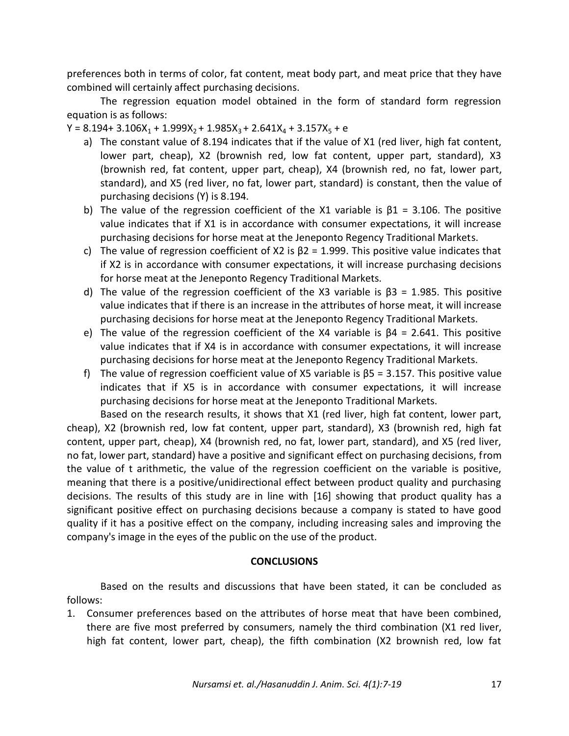preferences both in terms of color, fat content, meat body part, and meat price that they have combined will certainly affect purchasing decisions.

The regression equation model obtained in the form of standard form regression equation is as follows:

$Y = 8.194 + 3.106X_1 + 1.999X_2 + 1.985X_3 + 2.641X_4 + 3.157X_5 + e$

a) The constant value of 8.194 indicates that if the value of X1 (red liver, high fat content, lower part, cheap), X2 (brownish red, low fat content, upper part, standard), X3 (brownish red, fat content, upper part, cheap), X4 (brownish red, no fat, lower part, standard), and X5 (red liver, no fat, lower part, standard) is constant, then the value of purchasing decisions (Y) is 8.194.
b) The value of the regression coefficient of the X1 variable is $\beta 1 = 3.106$. The positive value indicates that if X1 is in accordance with consumer expectations, it will increase purchasing decisions for horse meat at the Jeneponto Regency Traditional Markets.
c) The value of regression coefficient of X2 is $\beta 2 = 1.999$. This positive value indicates that if X2 is in accordance with consumer expectations, it will increase purchasing decisions for horse meat at the Jeneponto Regency Traditional Markets.
d) The value of the regression coefficient of the X3 variable is $\beta 3 = 1.985$. This positive value indicates that if there is an increase in the attributes of horse meat, it will increase purchasing decisions for horse meat at the Jeneponto Regency Traditional Markets.
e) The value of the regression coefficient of the X4 variable is $\beta 4 = 2.641$. This positive value indicates that if X4 is in accordance with consumer expectations, it will increase purchasing decisions for horse meat at the Jeneponto Regency Traditional Markets.
f) The value of regression coefficient value of X5 variable is $\beta 5 = 3.157$. This positive value indicates that if X5 is in accordance with consumer expectations, it will increase purchasing decisions for horse meat at the Jeneponto Traditional Markets.

Based on the research results, it shows that X1 (red liver, high fat content, lower part, cheap), X2 (brownish red, low fat content, upper part, standard), X3 (brownish red, high fat content, upper part, cheap), X4 (brownish red, no fat, lower part, standard), and X5 (red liver, no fat, lower part, standard) have a positive and significant effect on purchasing decisions, from the value of t arithmetic, the value of the regression coefficient on the variable is positive, meaning that there is a positive/unidirectional effect between product quality and purchasing decisions. The results of this study are in line with [16] showing that product quality has a significant positive effect on purchasing decisions because a company is stated to have good quality if it has a positive effect on the company, including increasing sales and improving the company's image in the eyes of the public on the use of the product.

## CONCLUSIONS

Based on the results and discussions that have been stated, it can be concluded as follows:

1. Consumer preferences based on the attributes of horse meat that have been combined, there are five most preferred by consumers, namely the third combination (X1 red liver, high fat content, lower part, cheap), the fifth combination (X2 brownish red, low fat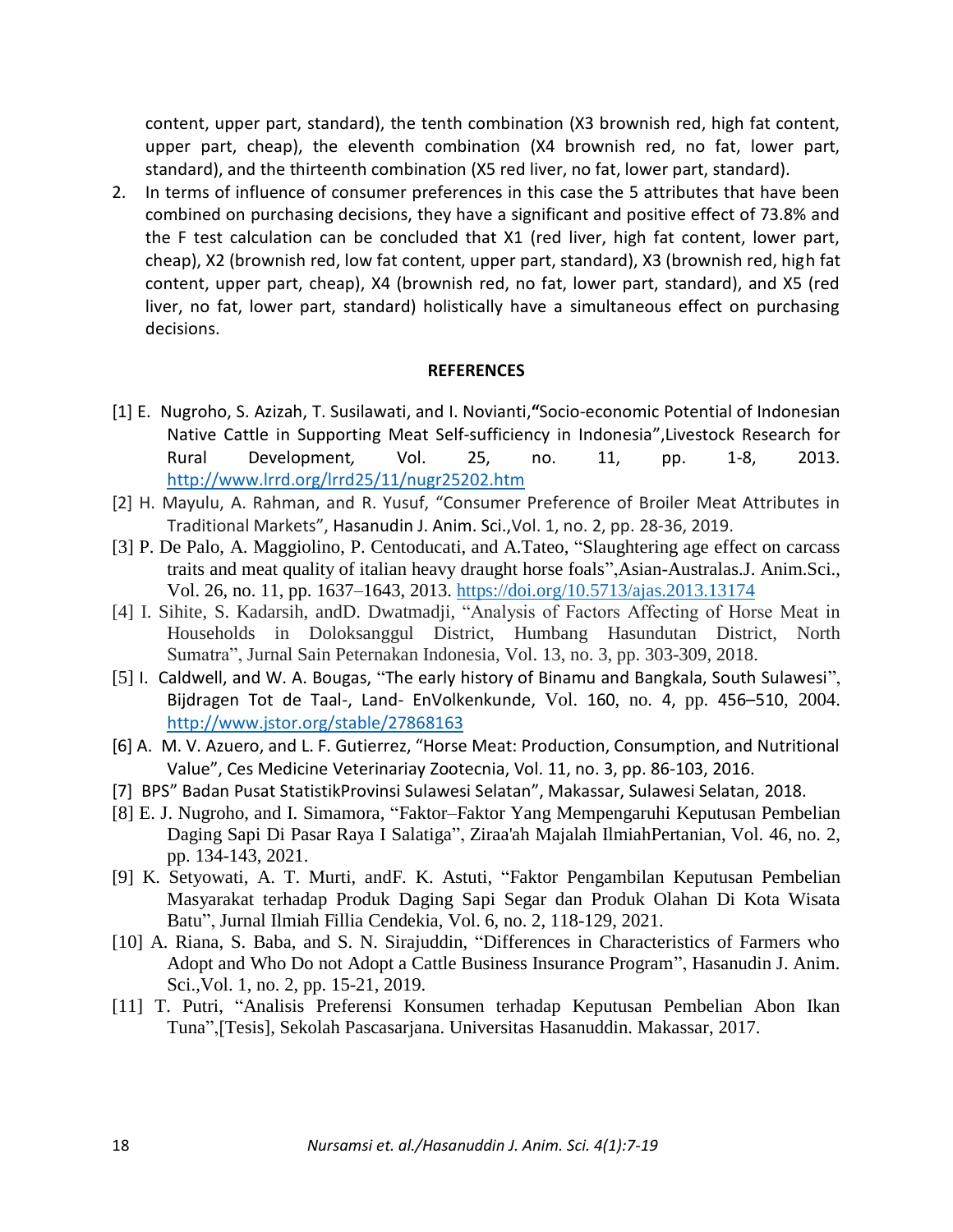content, upper part, standard), the tenth combination (X3 brownish red, high fat content, upper part, cheap), the eleventh combination (X4 brownish red, no fat, lower part, standard), and the thirteenth combination (X5 red liver, no fat, lower part, standard).

2. In terms of influence of consumer preferences in this case the 5 attributes that have been combined on purchasing decisions, they have a significant and positive effect of 73.8% and the F test calculation can be concluded that X1 (red liver, high fat content, lower part, cheap), X2 (brownish red, low fat content, upper part, standard), X3 (brownish red, high fat content, upper part, cheap), X4 (brownish red, no fat, lower part, standard), and X5 (red liver, no fat, lower part, standard) holistically have a simultaneous effect on purchasing decisions.

## REFERENCES

[1] E. Nugroho, S. Azizah, T. Susilawati, and I. Novianti,**"**Socio-economic Potential of Indonesian Native Cattle in Supporting Meat Self-sufficiency in Indonesia",Livestock Research for Rural Development*,* Vol. 25, no. 11, pp. 1-8, 2013. http://www.lrrd.org/lrrd25/11/nugr25202.htm

[2] H. Mayulu, A. Rahman, and R. Yusuf, "Consumer Preference of Broiler Meat Attributes in Traditional Markets", Hasanudin J. Anim. Sci.,Vol. 1, no. 2, pp. 28-36, 2019.

[3] P. De Palo, A. Maggiolino, P. Centoducati, and A.Tateo, "Slaughtering age effect on carcass traits and meat quality of italian heavy draught horse foals",Asian-Australas.J. Anim.Sci., Vol. 26, no. 11, pp. 1637–1643, 2013. https://doi.org/10.5713/ajas.2013.13174

[4] I. Sihite, S. Kadarsih, andD. Dwatmadji, "Analysis of Factors Affecting of Horse Meat in Households in Doloksanggul District, Humbang Hasundutan District, North Sumatra", Jurnal Sain Peternakan Indonesia, Vol. 13, no. 3, pp. 303-309, 2018.

[5] I. Caldwell, and W. A. Bougas, "The early history of Binamu and Bangkala, South Sulawesi", Bijdragen Tot de Taal-, Land- EnVolkenkunde, Vol. 160, no. 4, pp. 456–510, 2004. http://www.jstor.org/stable/27868163

[6] A. M. V. Azuero, and L. F. Gutierrez, "Horse Meat: Production, Consumption, and Nutritional Value", Ces Medicine Veterinariay Zootecnia, Vol. 11, no. 3, pp. 86-103, 2016.

[7] BPS" Badan Pusat StatistikProvinsi Sulawesi Selatan", Makassar, Sulawesi Selatan, 2018.

[8] E. J. Nugroho, and I. Simamora, "Faktor–Faktor Yang Mempengaruhi Keputusan Pembelian Daging Sapi Di Pasar Raya I Salatiga", Ziraa'ah Majalah IlmiahPertanian, Vol. 46, no. 2, pp. 134-143, 2021.

[9] K. Setyowati, A. T. Murti, andF. K. Astuti, "Faktor Pengambilan Keputusan Pembelian Masyarakat terhadap Produk Daging Sapi Segar dan Produk Olahan Di Kota Wisata Batu", Jurnal Ilmiah Fillia Cendekia, Vol. 6, no. 2, 118-129, 2021.

[10] A. Riana, S. Baba, and S. N. Sirajuddin, "Differences in Characteristics of Farmers who Adopt and Who Do not Adopt a Cattle Business Insurance Program", Hasanudin J. Anim. Sci.,Vol. 1, no. 2, pp. 15-21, 2019.

[11] T. Putri, "Analisis Preferensi Konsumen terhadap Keputusan Pembelian Abon Ikan Tuna",[Tesis], Sekolah Pascasarjana. Universitas Hasanuddin. Makassar, 2017.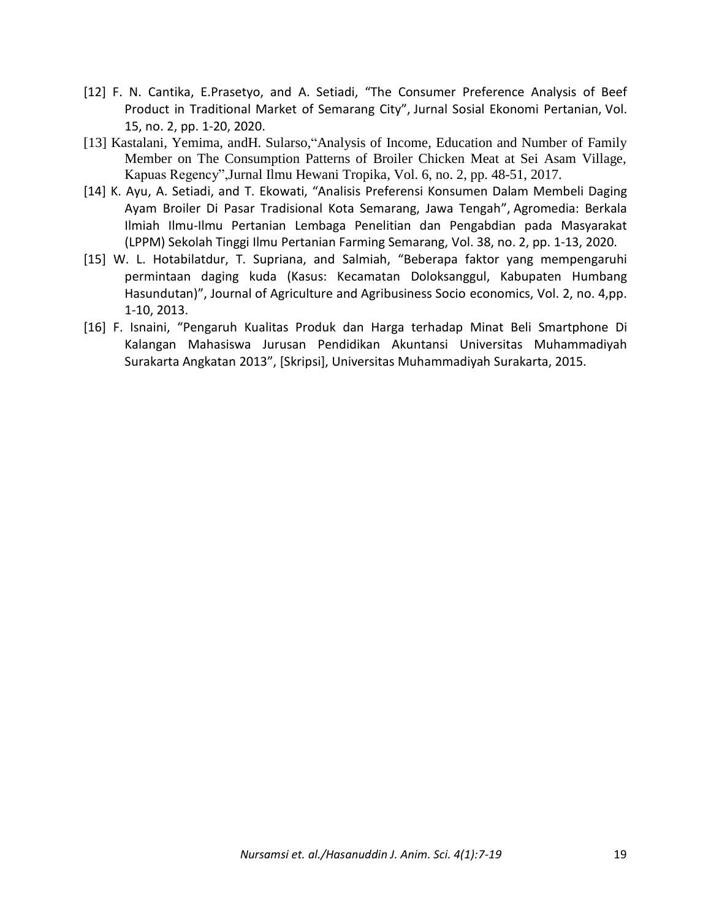[12] F. N. Cantika, E.Prasetyo, and A. Setiadi, "The Consumer Preference Analysis of Beef Product in Traditional Market of Semarang City", Jurnal Sosial Ekonomi Pertanian, Vol. 15, no. 2, pp. 1-20, 2020.

[13] Kastalani, Yemima, andH. Sularso,"Analysis of Income, Education and Number of Family Member on The Consumption Patterns of Broiler Chicken Meat at Sei Asam Village, Kapuas Regency",Jurnal Ilmu Hewani Tropika, Vol. 6, no. 2, pp. 48-51, 2017.

[14] K. Ayu, A. Setiadi, and T. Ekowati, "Analisis Preferensi Konsumen Dalam Membeli Daging Ayam Broiler Di Pasar Tradisional Kota Semarang, Jawa Tengah", Agromedia: Berkala Ilmiah Ilmu-Ilmu Pertanian Lembaga Penelitian dan Pengabdian pada Masyarakat (LPPM) Sekolah Tinggi Ilmu Pertanian Farming Semarang, Vol. 38, no. 2, pp. 1-13, 2020.

[15] W. L. Hotabilatdur, T. Supriana, and Salmiah, "Beberapa faktor yang mempengaruhi permintaan daging kuda (Kasus: Kecamatan Doloksanggul, Kabupaten Humbang Hasundutan)", Journal of Agriculture and Agribusiness Socio economics, Vol. 2, no. 4,pp. 1-10, 2013.

[16] F. Isnaini, "Pengaruh Kualitas Produk dan Harga terhadap Minat Beli Smartphone Di Kalangan Mahasiswa Jurusan Pendidikan Akuntansi Universitas Muhammadiyah Surakarta Angkatan 2013", [Skripsi], Universitas Muhammadiyah Surakarta, 2015.